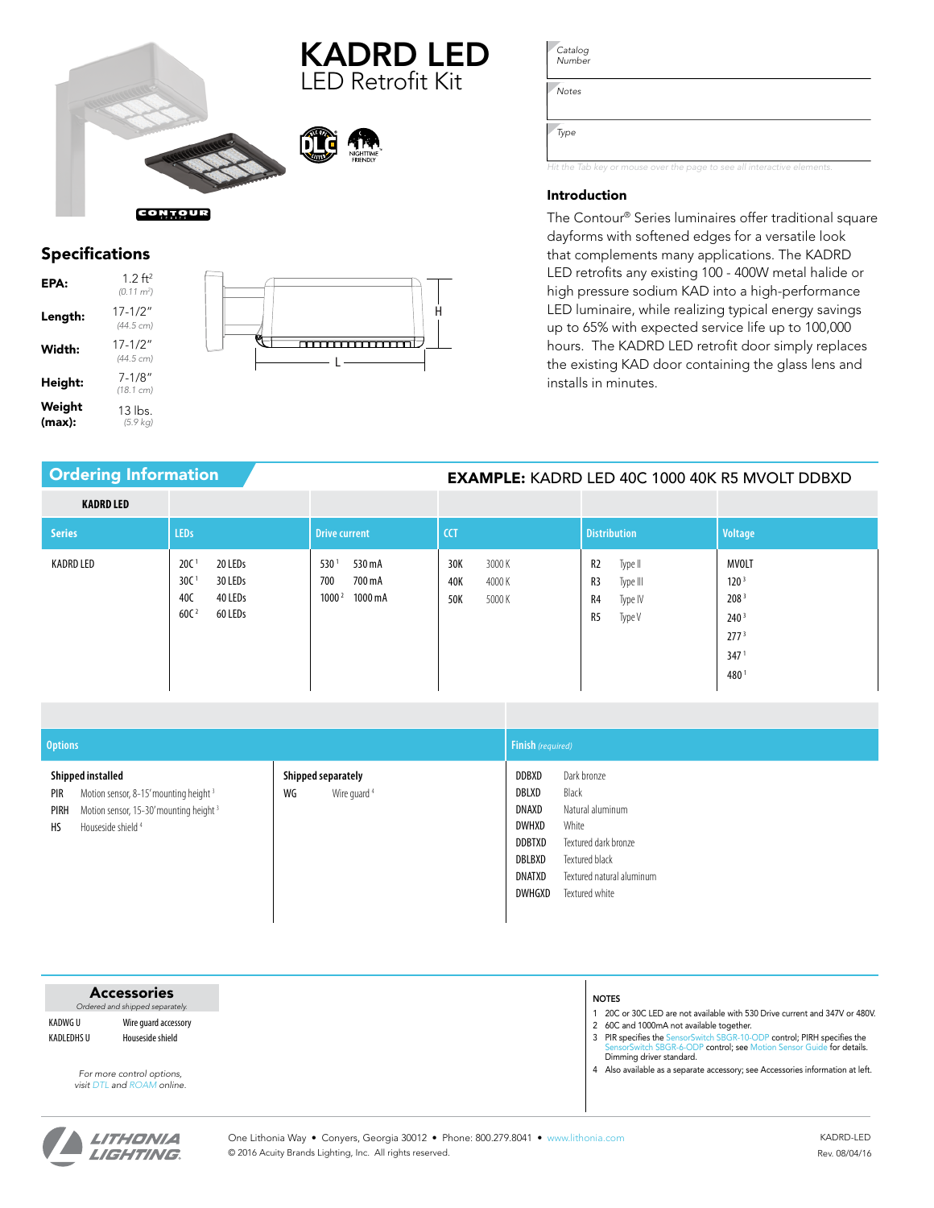# KADRD LED

LED Retrofit Kit

| | |
|---|---|
| Catalog Number | |
| Notes | |
| Type | |

*Hit the Tab key or mouse over the page to see all interactive elements.*

## Specifications

| | |
|---|---|
| **EPA:** | 1.2 ft² (0.11 m²) |
| **Length:** | 17-1/2" (44.5 cm) |
| **Width:** | 17-1/2" (44.5 cm) |
| **Height:** | 7-1/8" (18.1 cm) |
| **Weight (max):** | 13 lbs. (5.9 kg) |

H

L

## Introduction

The Contour® Series luminaires offer traditional square dayforms with softened edges for a versatile look that complements many applications. The KADRD LED retrofits any existing 100 - 400W metal halide or high pressure sodium KAD into a high-performance LED luminaire, while realizing typical energy savings up to 65% with expected service life up to 100,000 hours. The KADRD LED retrofit door simply replaces the existing KAD door containing the glass lens and installs in minutes.

## Ordering Information

**EXAMPLE:** KADRD LED 40C 1000 40K R5 MVOLT DDBXD

| KADRD LED | | | | | |
|---|---|---|---|---|---|
| **Series** | **LEDs** | **Drive current** | **CCT** | **Distribution** | **Voltage** |
| KADRD LED | 20C [1] 20 LEDs<br>30C [1] 30 LEDs<br>40C 40 LEDs<br>60C [2] 60 LEDs | 530 [1] 530 mA<br>700 700 mA<br>1000 [2] 1000 mA | 30K 3000 K<br>40K 4000 K<br>50K 5000 K | R2 Type II<br>R3 Type III<br>R4 Type IV<br>R5 Type V | MVOLT<br>120 [3]<br>208 [3]<br>240 [3]<br>277 [3]<br>347 [1]<br>480 [1] |

| **Options** | | **Finish** *(required)* |
|---|---|---|
| **Shipped installed**<br>PIR Motion sensor, 8-15' mounting height [3]<br>PIRH Motion sensor, 15-30' mounting height [3]<br>HS Houseside shield [4] | **Shipped separately**<br>WG Wire guard [4] | DDBXD Dark bronze<br>DBLXD Black<br>DNAXD Natural aluminum<br>DWHXD White<br>DDBTXD Textured dark bronze<br>DBLBXD Textured black<br>DNATXD Textured natural aluminum<br>DWHGXD Textured white |

### Accessories

*Ordered and shipped separately.*

| | |
|---|---|
| KADWG U | Wire guard accessory |
| KADLEDHS U | Houseside shield |

*For more control options, visit DTL and ROAM online.*

**NOTES**

1. 20C or 30C LED are not available with 530 Drive current and 347V or 480V.
2. 60C and 1000mA not available together.
3. PIR specifies the SensorSwitch SBGR-10-ODP control; PIRH specifies the SensorSwitch SBGR-6-ODP control; see Motion Sensor Guide for details. Dimming driver standard.
4. Also available as a separate accessory; see Accessories information at left.

LITHONIA LIGHTING

One Lithonia Way • Conyers, Georgia 30012 • Phone: 800.279.8041 • www.lithonia.com

© 2016 Acuity Brands Lighting, Inc. All rights reserved.

KADRD-LED

Rev. 08/04/16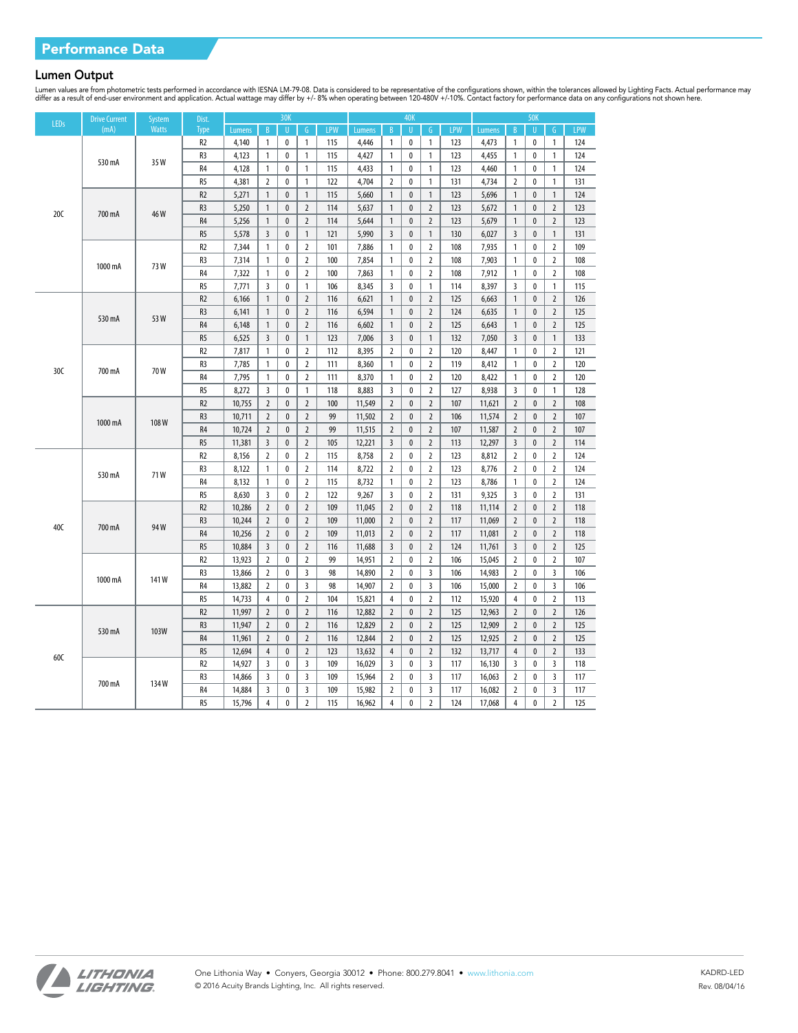## Performance Data

### Lumen Output

Lumen values are from photometric tests performed in accordance with IESNA LM-79-08. Data is considered to be representative of the configurations shown, within the tolerances allowed by Lighting Facts. Actual performance may differ as a result of end-user environment and application. Actual wattage may differ by +/- 8% when operating between 120-480V +/-10%. Contact factory for performance data on any configurations not shown here.

| LEDs | Drive Current (mA) | System Watts | Dist. Type | 30K | | | | | 40K | | | | | 50K | | | | |
|---|---|---|---|---|---|---|---|---|---|---|---|---|---|---|---|---|---|---|
| | | | | Lumens | B | U | G | LPW | Lumens | B | U | G | LPW | Lumens | B | U | G | LPW |
| 20C | 530 mA | 35 W | R2 | 4,140 | 1 | 0 | 1 | 115 | 4,446 | 1 | 0 | 1 | 123 | 4,473 | 1 | 0 | 1 | 124 |
| | | | R3 | 4,123 | 1 | 0 | 1 | 115 | 4,427 | 1 | 0 | 1 | 123 | 4,455 | 1 | 0 | 1 | 124 |
| | | | R4 | 4,128 | 1 | 0 | 1 | 115 | 4,433 | 1 | 0 | 1 | 123 | 4,460 | 1 | 0 | 1 | 124 |
| | | | R5 | 4,381 | 2 | 0 | 1 | 122 | 4,704 | 2 | 0 | 1 | 131 | 4,734 | 2 | 0 | 1 | 131 |
| | 700 mA | 46 W | R2 | 5,271 | 1 | 0 | 1 | 115 | 5,660 | 1 | 0 | 1 | 123 | 5,696 | 1 | 0 | 1 | 124 |
| | | | R3 | 5,250 | 1 | 0 | 2 | 114 | 5,637 | 1 | 0 | 2 | 123 | 5,672 | 1 | 0 | 2 | 123 |
| | | | R4 | 5,256 | 1 | 0 | 2 | 114 | 5,644 | 1 | 0 | 2 | 123 | 5,679 | 1 | 0 | 2 | 123 |
| | | | R5 | 5,578 | 3 | 0 | 1 | 121 | 5,990 | 3 | 0 | 1 | 130 | 6,027 | 3 | 0 | 1 | 131 |
| | 1000 mA | 73 W | R2 | 7,344 | 1 | 0 | 2 | 101 | 7,886 | 1 | 0 | 2 | 108 | 7,935 | 1 | 0 | 2 | 109 |
| | | | R3 | 7,314 | 1 | 0 | 2 | 100 | 7,854 | 1 | 0 | 2 | 108 | 7,903 | 1 | 0 | 2 | 108 |
| | | | R4 | 7,322 | 1 | 0 | 2 | 100 | 7,863 | 1 | 0 | 2 | 108 | 7,912 | 1 | 0 | 2 | 108 |
| | | | R5 | 7,771 | 3 | 0 | 1 | 106 | 8,345 | 3 | 0 | 1 | 114 | 8,397 | 3 | 0 | 1 | 115 |
| 30C | 530 mA | 53 W | R2 | 6,166 | 1 | 0 | 2 | 116 | 6,621 | 1 | 0 | 2 | 125 | 6,663 | 1 | 0 | 2 | 126 |
| | | | R3 | 6,141 | 1 | 0 | 2 | 116 | 6,594 | 1 | 0 | 2 | 124 | 6,635 | 1 | 0 | 2 | 125 |
| | | | R4 | 6,148 | 1 | 0 | 2 | 116 | 6,602 | 1 | 0 | 2 | 125 | 6,643 | 1 | 0 | 2 | 125 |
| | | | R5 | 6,525 | 3 | 0 | 1 | 123 | 7,006 | 3 | 0 | 1 | 132 | 7,050 | 3 | 0 | 1 | 133 |
| | 700 mA | 70 W | R2 | 7,817 | 1 | 0 | 2 | 112 | 8,395 | 2 | 0 | 2 | 120 | 8,447 | 1 | 0 | 2 | 121 |
| | | | R3 | 7,785 | 1 | 0 | 2 | 111 | 8,360 | 1 | 0 | 2 | 119 | 8,412 | 1 | 0 | 2 | 120 |
| | | | R4 | 7,795 | 1 | 0 | 2 | 111 | 8,370 | 1 | 0 | 2 | 120 | 8,422 | 1 | 0 | 2 | 120 |
| | | | R5 | 8,272 | 3 | 0 | 1 | 118 | 8,883 | 3 | 0 | 2 | 127 | 8,938 | 3 | 0 | 1 | 128 |
| | 1000 mA | 108 W | R2 | 10,755 | 2 | 0 | 2 | 100 | 11,549 | 2 | 0 | 2 | 107 | 11,621 | 2 | 0 | 2 | 108 |
| | | | R3 | 10,711 | 2 | 0 | 2 | 99 | 11,502 | 2 | 0 | 2 | 106 | 11,574 | 2 | 0 | 2 | 107 |
| | | | R4 | 10,724 | 2 | 0 | 2 | 99 | 11,515 | 2 | 0 | 2 | 107 | 11,587 | 2 | 0 | 2 | 107 |
| | | | R5 | 11,381 | 3 | 0 | 2 | 105 | 12,221 | 3 | 0 | 2 | 113 | 12,297 | 3 | 0 | 2 | 114 |
| 40C | 530 mA | 71 W | R2 | 8,156 | 2 | 0 | 2 | 115 | 8,758 | 2 | 0 | 2 | 123 | 8,812 | 2 | 0 | 2 | 124 |
| | | | R3 | 8,122 | 1 | 0 | 2 | 114 | 8,722 | 2 | 0 | 2 | 123 | 8,776 | 2 | 0 | 2 | 124 |
| | | | R4 | 8,132 | 1 | 0 | 2 | 115 | 8,732 | 1 | 0 | 2 | 123 | 8,786 | 1 | 0 | 2 | 124 |
| | | | R5 | 8,630 | 3 | 0 | 2 | 122 | 9,267 | 3 | 0 | 2 | 131 | 9,325 | 3 | 0 | 2 | 131 |
| | 700 mA | 94 W | R2 | 10,286 | 2 | 0 | 2 | 109 | 11,045 | 2 | 0 | 2 | 118 | 11,114 | 2 | 0 | 2 | 118 |
| | | | R3 | 10,244 | 2 | 0 | 2 | 109 | 11,000 | 2 | 0 | 2 | 117 | 11,069 | 2 | 0 | 2 | 118 |
| | | | R4 | 10,256 | 2 | 0 | 2 | 109 | 11,013 | 2 | 0 | 2 | 117 | 11,081 | 2 | 0 | 2 | 118 |
| | | | R5 | 10,884 | 3 | 0 | 2 | 116 | 11,688 | 3 | 0 | 2 | 124 | 11,761 | 3 | 0 | 2 | 125 |
| | 1000 mA | 141 W | R2 | 13,923 | 2 | 0 | 2 | 99 | 14,951 | 2 | 0 | 2 | 106 | 15,045 | 2 | 0 | 2 | 107 |
| | | | R3 | 13,866 | 2 | 0 | 3 | 98 | 14,890 | 2 | 0 | 3 | 106 | 14,983 | 2 | 0 | 3 | 106 |
| | | | R4 | 13,882 | 2 | 0 | 3 | 98 | 14,907 | 2 | 0 | 3 | 106 | 15,000 | 2 | 0 | 3 | 106 |
| | | | R5 | 14,733 | 4 | 0 | 2 | 104 | 15,821 | 4 | 0 | 2 | 112 | 15,920 | 4 | 0 | 2 | 113 |
| 60C | 530 mA | 103W | R2 | 11,997 | 2 | 0 | 2 | 116 | 12,882 | 2 | 0 | 2 | 125 | 12,963 | 2 | 0 | 2 | 126 |
| | | | R3 | 11,947 | 2 | 0 | 2 | 116 | 12,829 | 2 | 0 | 2 | 125 | 12,909 | 2 | 0 | 2 | 125 |
| | | | R4 | 11,961 | 2 | 0 | 2 | 116 | 12,844 | 2 | 0 | 2 | 125 | 12,925 | 2 | 0 | 2 | 125 |
| | | | R5 | 12,694 | 4 | 0 | 2 | 123 | 13,632 | 4 | 0 | 2 | 132 | 13,717 | 4 | 0 | 2 | 133 |
| | 700 mA | 134 W | R2 | 14,927 | 3 | 0 | 3 | 109 | 16,029 | 3 | 0 | 3 | 117 | 16,130 | 3 | 0 | 3 | 118 |
| | | | R3 | 14,866 | 3 | 0 | 3 | 109 | 15,964 | 2 | 0 | 3 | 117 | 16,063 | 2 | 0 | 3 | 117 |
| | | | R4 | 14,884 | 3 | 0 | 3 | 109 | 15,982 | 2 | 0 | 3 | 117 | 16,082 | 2 | 0 | 3 | 117 |
| | | | R5 | 15,796 | 4 | 0 | 2 | 115 | 16,962 | 4 | 0 | 2 | 124 | 17,068 | 4 | 0 | 2 | 125 |

LITHONIA LIGHTING.

One Lithonia Way • Conyers, Georgia 30012 • Phone: 800.279.8041 • www.lithonia.com
© 2016 Acuity Brands Lighting, Inc. All rights reserved.

KADRD-LED
Rev. 08/04/16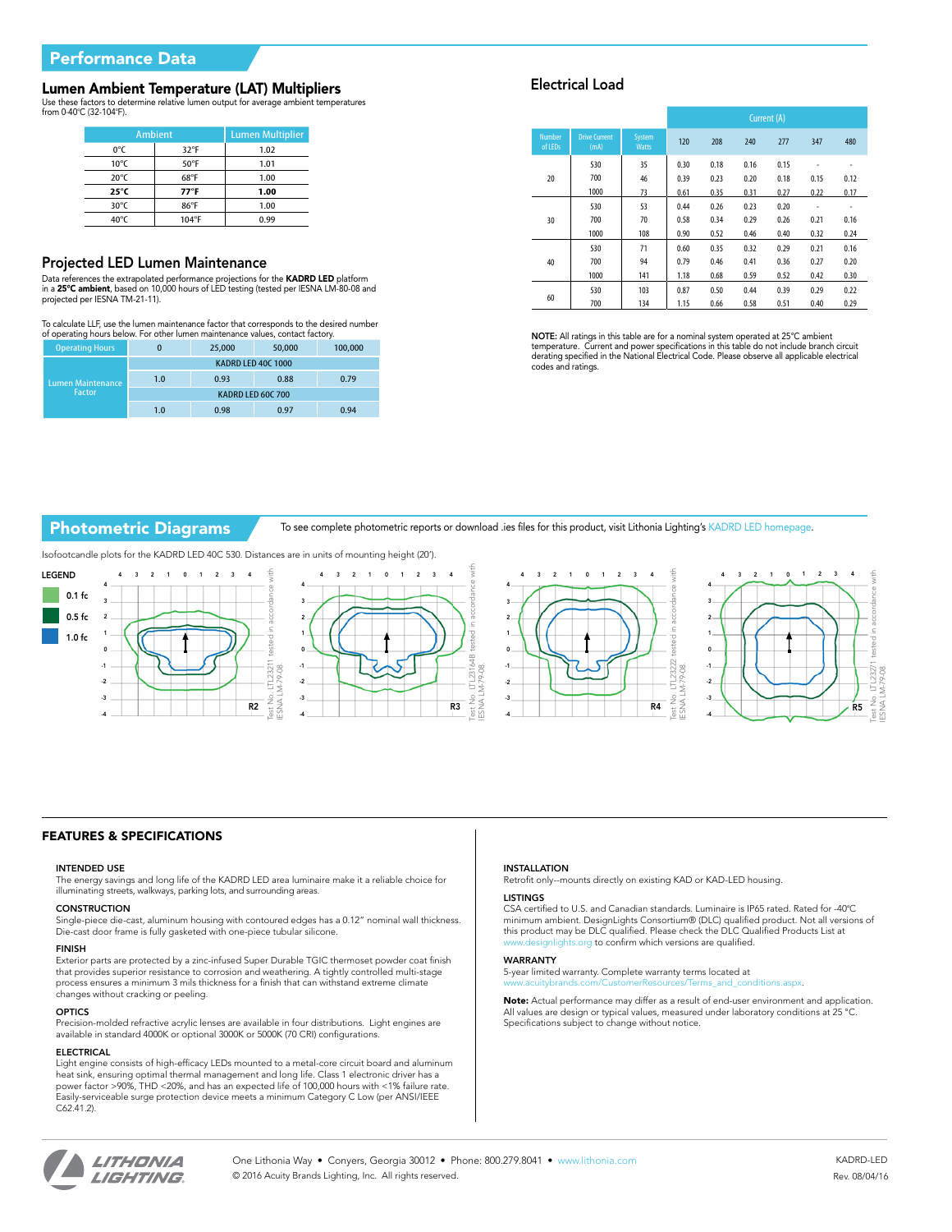## Performance Data

### Lumen Ambient Temperature (LAT) Multipliers

Use these factors to determine relative lumen output for average ambient temperatures from 0-40°C (32-104°F).

| Ambient | | Lumen Multiplier |
|---|---|---|
| 0°C | 32°F | 1.02 |
| 10°C | 50°F | 1.01 |
| 20°C | 68°F | 1.00 |
| **25°C** | **77°F** | **1.00** |
| 30°C | 86°F | 1.00 |
| 40°C | 104°F | 0.99 |

### Projected LED Lumen Maintenance

Data references the extrapolated performance projections for the **KADRD LED** platform in a **25°C ambient**, based on 10,000 hours of LED testing (tested per IESNA LM-80-08 and projected per IESNA TM-21-11).

To calculate LLF, use the lumen maintenance factor that corresponds to the desired number of operating hours below. For other lumen maintenance values, contact factory.

| Operating Hours | 0 | 25,000 | 50,000 | 100,000 |
|---|---|---|---|---|
| Lumen Maintenance Factor | KADRD LED 40C 1000 | | | |
| | 1.0 | 0.93 | 0.88 | 0.79 |
| | KADRD LED 60C 700 | | | |
| | 1.0 | 0.98 | 0.97 | 0.94 |

### Electrical Load

| Number of LEDs | Drive Current (mA) | System Watts | Current (A) | | | | | |
|---|---|---|---|---|---|---|---|---|
| | | | 120 | 208 | 240 | 277 | 347 | 480 |
| 20 | 530 | 35 | 0.30 | 0.18 | 0.16 | 0.15 | - | - |
| | 700 | 46 | 0.39 | 0.23 | 0.20 | 0.18 | 0.15 | 0.12 |
| | 1000 | 73 | 0.61 | 0.35 | 0.31 | 0.27 | 0.22 | 0.17 |
| 30 | 530 | 53 | 0.44 | 0.26 | 0.23 | 0.20 | - | - |
| | 700 | 70 | 0.58 | 0.34 | 0.29 | 0.26 | 0.21 | 0.16 |
| | 1000 | 108 | 0.90 | 0.52 | 0.46 | 0.40 | 0.32 | 0.24 |
| 40 | 530 | 71 | 0.60 | 0.35 | 0.32 | 0.29 | 0.21 | 0.16 |
| | 700 | 94 | 0.79 | 0.46 | 0.41 | 0.36 | 0.27 | 0.20 |
| | 1000 | 141 | 1.18 | 0.68 | 0.59 | 0.52 | 0.42 | 0.30 |
| 60 | 530 | 103 | 0.87 | 0.50 | 0.44 | 0.39 | 0.29 | 0.22 |
| | 700 | 134 | 1.15 | 0.66 | 0.58 | 0.51 | 0.40 | 0.29 |

**NOTE:** All ratings in this table are for a nominal system operated at 25°C ambient temperature. Current and power specifications in this table do not include branch circuit derating specified in the National Electrical Code. Please observe all applicable electrical codes and ratings.

## Photometric Diagrams

To see complete photometric reports or download .ies files for this product, visit Lithonia Lighting's KADRD LED homepage.

Isofootcandle plots for the KADRD LED 40C 530. Distances are in units of mounting height (20').

LEGEND

0.1 fc

0.5 fc

1.0 fc

R2 — Test No. LTL23211 tested in accordance with IESNA LM-79-08.

R3 — Test No. LTL23164B tested in accordance with IESNA LM-79-08.

R4 — Test No. LTL23222 tested in accordance with IESNA LM-79-08.

R5 — Test No. LTL23271 tested in accordance with IESNA LM-79-08.

## FEATURES & SPECIFICATIONS

**INTENDED USE**

The energy savings and long life of the KADRD LED area luminaire make it a reliable choice for illuminating streets, walkways, parking lots, and surrounding areas.

**CONSTRUCTION**

Single-piece die-cast, aluminum housing with contoured edges has a 0.12" nominal wall thickness. Die-cast door frame is fully gasketed with one-piece tubular silicone.

**FINISH**

Exterior parts are protected by a zinc-infused Super Durable TGIC thermoset powder coat finish that provides superior resistance to corrosion and weathering. A tightly controlled multi-stage process ensures a minimum 3 mils thickness for a finish that can withstand extreme climate changes without cracking or peeling.

**OPTICS**

Precision-molded refractive acrylic lenses are available in four distributions. Light engines are available in standard 4000K or optional 3000K or 5000K (70 CRI) configurations.

**ELECTRICAL**

Light engine consists of high-efficacy LEDs mounted to a metal-core circuit board and aluminum heat sink, ensuring optimal thermal management and long life. Class 1 electronic driver has a power factor >90%, THD <20%, and has an expected life of 100,000 hours with <1% failure rate. Easily-serviceable surge protection device meets a minimum Category C Low (per ANSI/IEEE C62.41.2).

**INSTALLATION**

Retrofit only--mounts directly on existing KAD or KAD-LED housing.

**LISTINGS**

CSA certified to U.S. and Canadian standards. Luminaire is IP65 rated. Rated for -40°C minimum ambient. DesignLights Consortium® (DLC) qualified product. Not all versions of this product may be DLC qualified. Please check the DLC Qualified Products List at www.designlights.org to confirm which versions are qualified.

**WARRANTY**

5-year limited warranty. Complete warranty terms located at www.acuitybrands.com/CustomerResources/Terms_and_conditions.aspx.

**Note:** Actual performance may differ as a result of end-user environment and application. All values are design or typical values, measured under laboratory conditions at 25 °C. Specifications subject to change without notice.

LITHONIA LIGHTING

One Lithonia Way • Conyers, Georgia 30012 • Phone: 800.279.8041 • www.lithonia.com

© 2016 Acuity Brands Lighting, Inc. All rights reserved.

KADRD-LED

Rev. 08/04/16